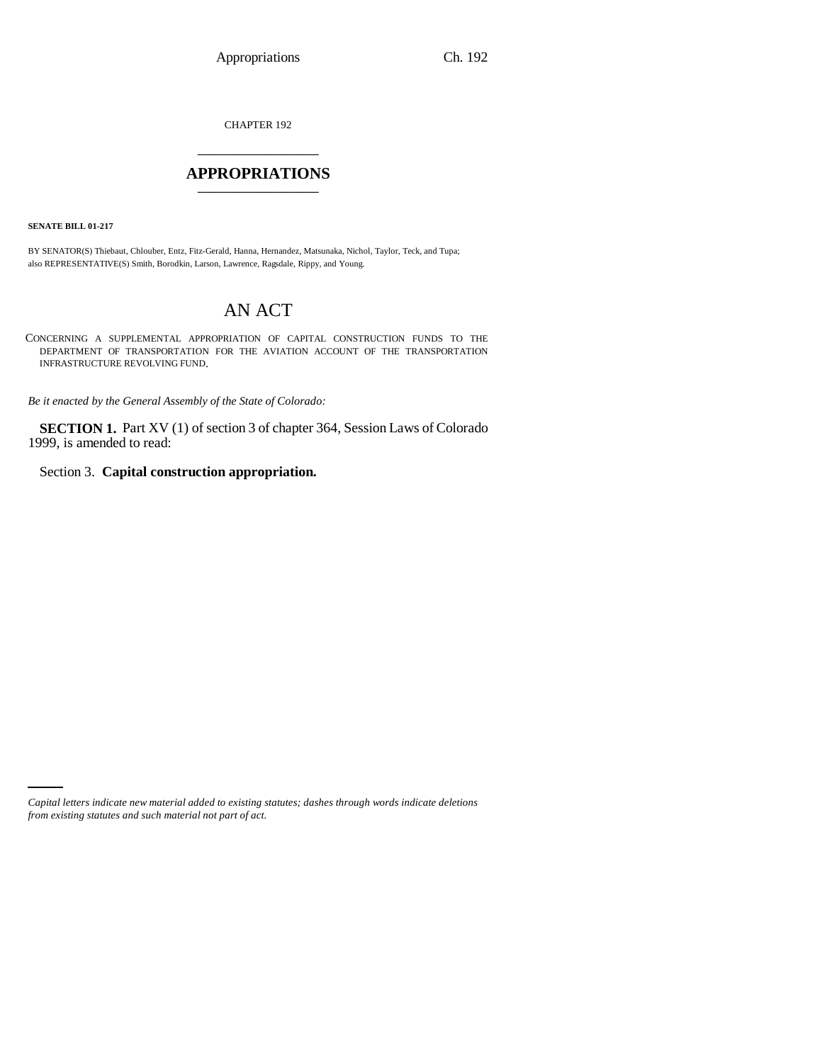CHAPTER 192

# APPROPRIATIONS

**SENATE BILL 01-217**

BY SENATOR(S) Thiebaut, Chlouber, Entz, Fitz-Gerald, Hanna, Hernandez, Matsunaka, Nichol, Taylor, Teck, and Tupa; also REPRESENTATIVE(S) Smith, Borodkin, Larson, Lawrence, Ragsdale, Rippy, and Young.

# AN ACT

CONCERNING A SUPPLEMENTAL APPROPRIATION OF CAPITAL CONSTRUCTION FUNDS TO THE DEPARTMENT OF TRANSPORTATION FOR THE AVIATION ACCOUNT OF THE TRANSPORTATION INFRASTRUCTURE REVOLVING FUND.

*Be it enacted by the General Assembly of the State of Colorado:*

**SECTION 1.** Part XV (1) of section 3 of chapter 364, Session Laws of Colorado 1999, is amended to read:

Section 3. **Capital construction appropriation.**

*Capital letters indicate new material added to existing statutes; dashes through words indicate deletions from existing statutes and such material not part of act.*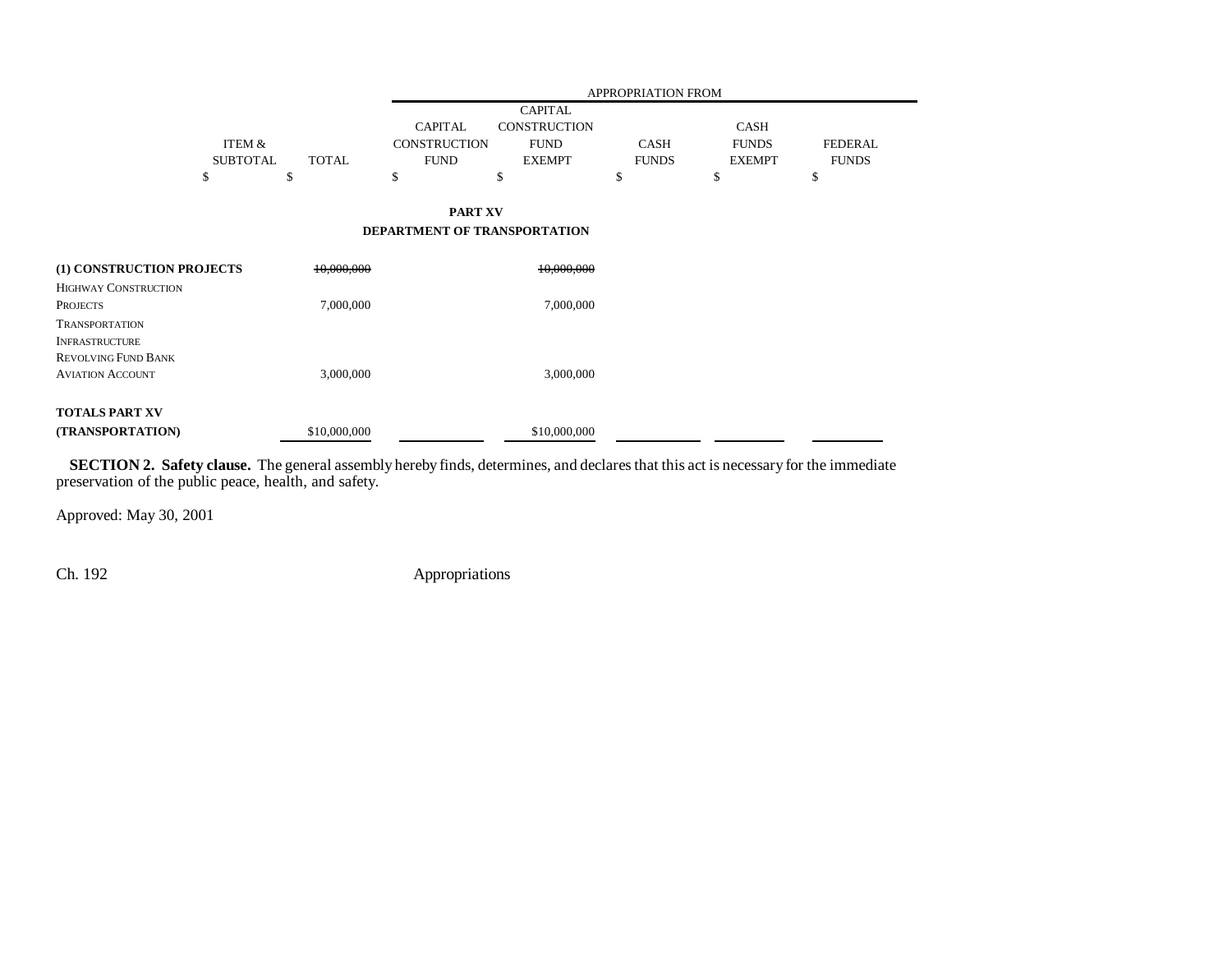| | | APPROPRIATION FROM | | | | |
|---|---|---|---|---|---|---|
| ITEM & SUBTOTAL | TOTAL | CAPITAL CONSTRUCTION FUND | CAPITAL CONSTRUCTION FUND EXEMPT | CASH FUNDS | CASH FUNDS EXEMPT | FEDERAL FUNDS |
| $ | $ | $ | $ | $ | $ | $ |

**PART XV**
**DEPARTMENT OF TRANSPORTATION**

| | ITEM & SUBTOTAL | TOTAL | CAPITAL CONSTRUCTION FUND | CAPITAL CONSTRUCTION FUND EXEMPT | CASH FUNDS | CASH FUNDS EXEMPT | FEDERAL FUNDS |
|---|---|---|---|---|---|---|---|
| **(1) CONSTRUCTION PROJECTS** | | ~~10,000,000~~ | | ~~10,000,000~~ | | | |
| HIGHWAY CONSTRUCTION PROJECTS | | 7,000,000 | | 7,000,000 | | | |
| TRANSPORTATION INFRASTRUCTURE REVOLVING FUND BANK AVIATION ACCOUNT | | 3,000,000 | | 3,000,000 | | | |
| **TOTALS PART XV (TRANSPORTATION)** | | $10,000,000 | | $10,000,000 | | | |

**SECTION 2. Safety clause.** The general assembly hereby finds, determines, and declares that this act is necessary for the immediate preservation of the public peace, health, and safety.

Approved: May 30, 2001